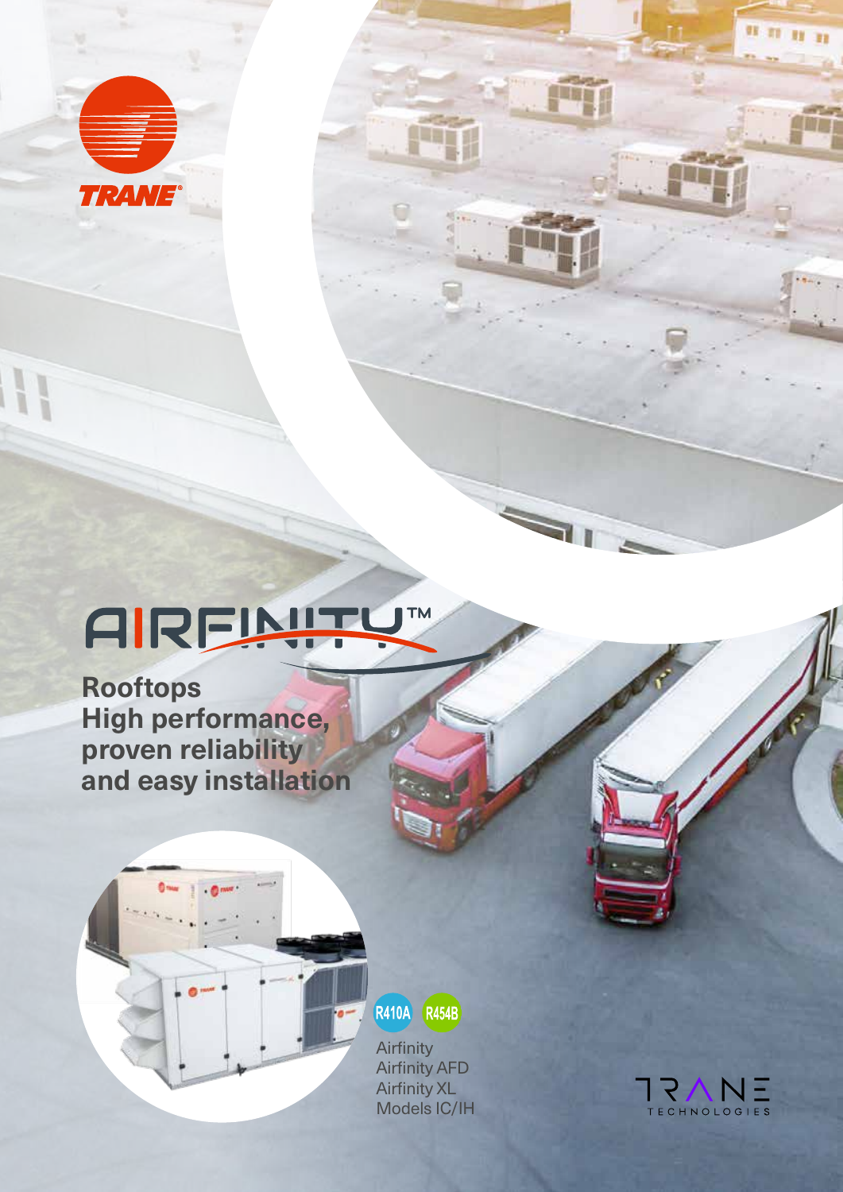TRANE

# AIRFINITY™

## Rooftops
## High performance, proven reliability and easy installation

R410A R454B

Airfinity
Airfinity AFD
Airfinity XL
Models IC/IH

TRANE TECHNOLOGIES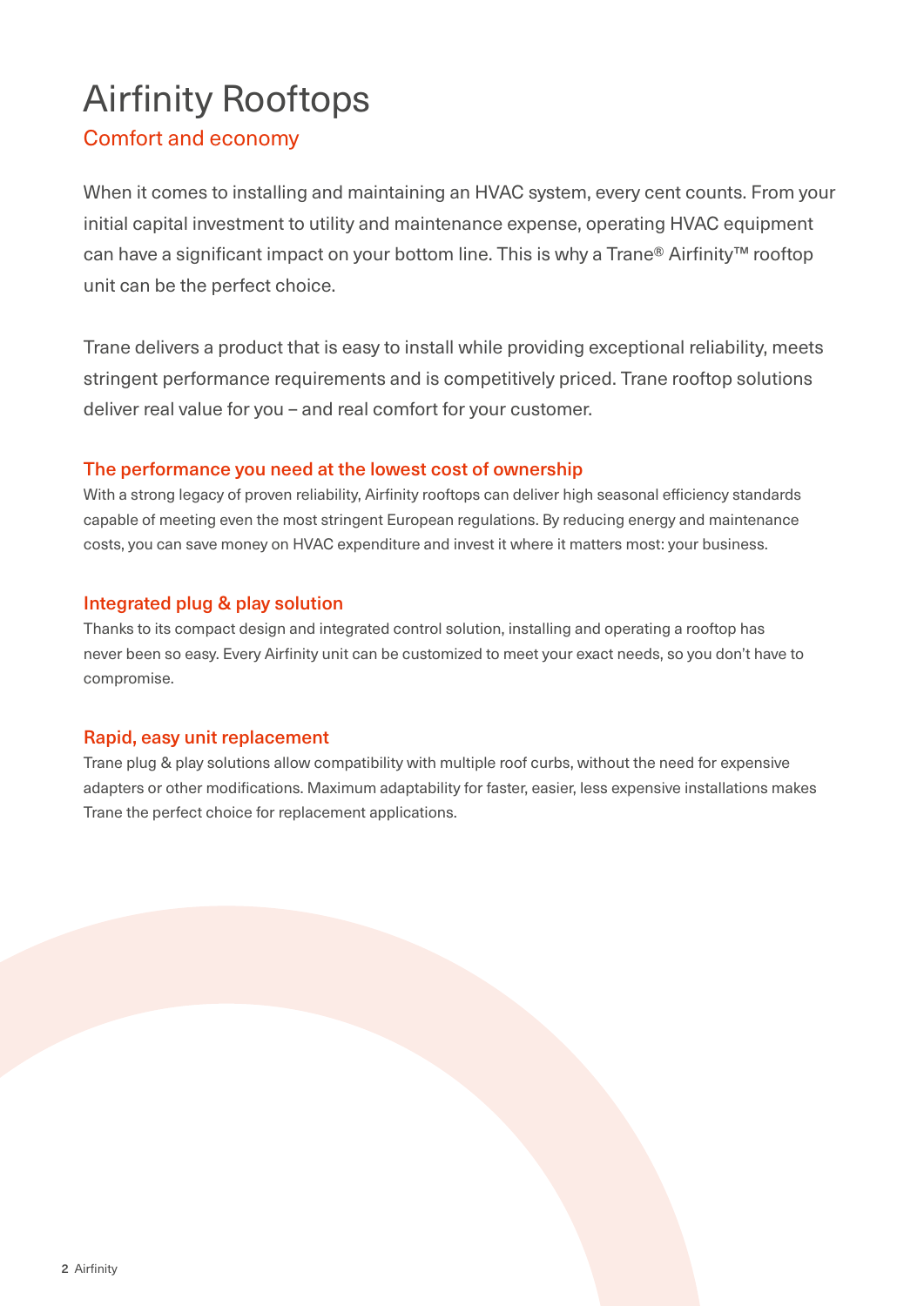# Airfinity Rooftops

## Comfort and economy

When it comes to installing and maintaining an HVAC system, every cent counts. From your initial capital investment to utility and maintenance expense, operating HVAC equipment can have a significant impact on your bottom line. This is why a Trane® Airfinity™ rooftop unit can be the perfect choice.

Trane delivers a product that is easy to install while providing exceptional reliability, meets stringent performance requirements and is competitively priced. Trane rooftop solutions deliver real value for you – and real comfort for your customer.

### The performance you need at the lowest cost of ownership

With a strong legacy of proven reliability, Airfinity rooftops can deliver high seasonal efficiency standards capable of meeting even the most stringent European regulations. By reducing energy and maintenance costs, you can save money on HVAC expenditure and invest it where it matters most: your business.

### Integrated plug & play solution

Thanks to its compact design and integrated control solution, installing and operating a rooftop has never been so easy. Every Airfinity unit can be customized to meet your exact needs, so you don't have to compromise.

### Rapid, easy unit replacement

Trane plug & play solutions allow compatibility with multiple roof curbs, without the need for expensive adapters or other modifications. Maximum adaptability for faster, easier, less expensive installations makes Trane the perfect choice for replacement applications.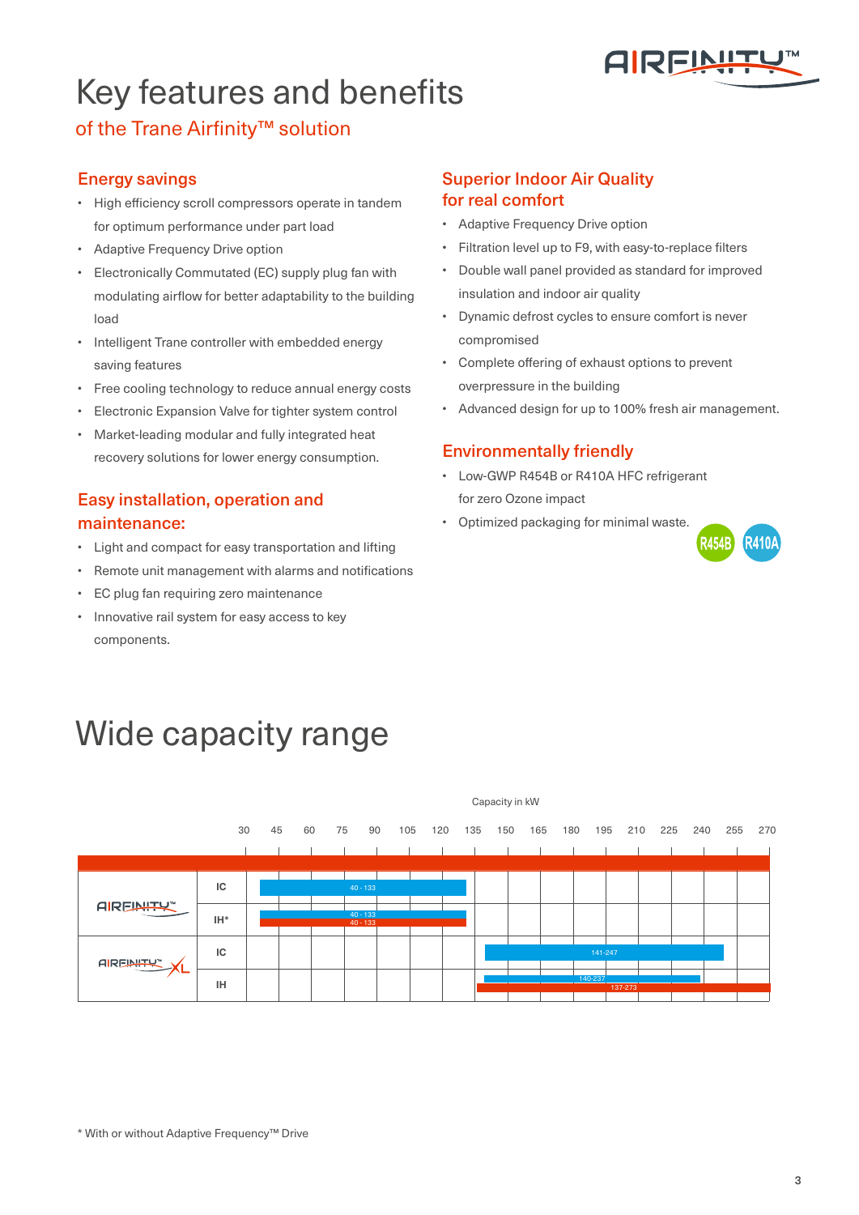# Key features and benefits

## of the Trane Airfinity™ solution

### Energy savings

- High efficiency scroll compressors operate in tandem for optimum performance under part load
- Adaptive Frequency Drive option
- Electronically Commutated (EC) supply plug fan with modulating airflow for better adaptability to the building load
- Intelligent Trane controller with embedded energy saving features
- Free cooling technology to reduce annual energy costs
- Electronic Expansion Valve for tighter system control
- Market-leading modular and fully integrated heat recovery solutions for lower energy consumption.

### Easy installation, operation and maintenance:

- Light and compact for easy transportation and lifting
- Remote unit management with alarms and notifications
- EC plug fan requiring zero maintenance
- Innovative rail system for easy access to key components.

### Superior Indoor Air Quality for real comfort

- Adaptive Frequency Drive option
- Filtration level up to F9, with easy-to-replace filters
- Double wall panel provided as standard for improved insulation and indoor air quality
- Dynamic defrost cycles to ensure comfort is never compromised
- Complete offering of exhaust options to prevent overpressure in the building
- Advanced design for up to 100% fresh air management.

### Environmentally friendly

- Low-GWP R454B or R410A HFC refrigerant for zero Ozone impact
- Optimized packaging for minimal waste.

R454B R410A

# Wide capacity range

Capacity in kW

| Range | Version | Capacity (kW) |
|---|---|---|
| AIRFINITY™ | IC | 40 - 133 |
| AIRFINITY™ | IH* | 40 - 133 / 40 - 133 |
| AIRFINITY™ XL | IC | 141-247 |
| AIRFINITY™ XL | IH | 140-237 / 137-273 |

\* With or without Adaptive Frequency™ Drive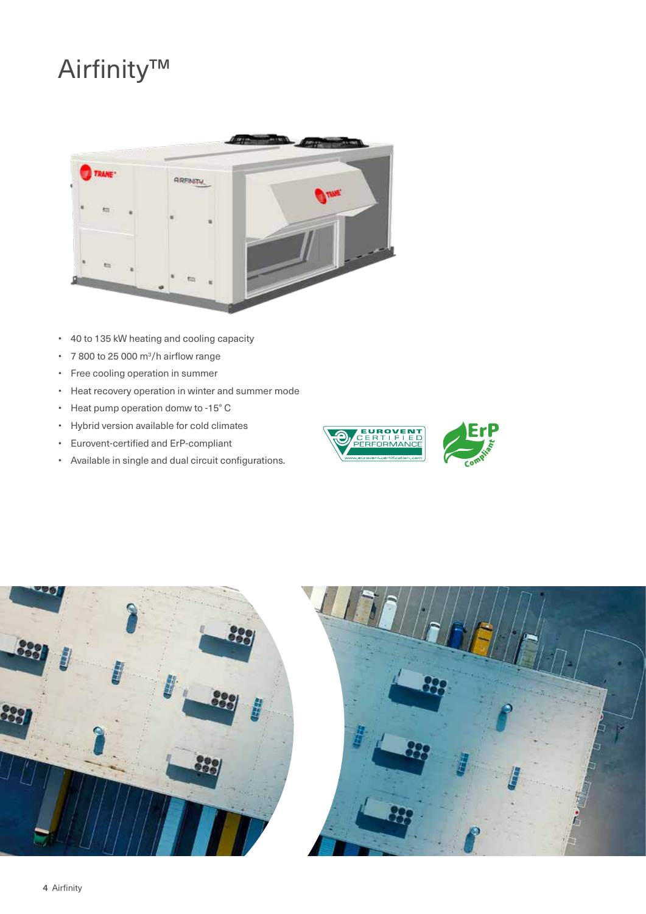# Airfinity™

- 40 to 135 kW heating and cooling capacity
- 7 800 to 25 000 m³/h airflow range
- Free cooling operation in summer
- Heat recovery operation in winter and summer mode
- Heat pump operation domw to -15° C
- Hybrid version available for cold climates
- Eurovent-certified and ErP-compliant
- Available in single and dual circuit configurations.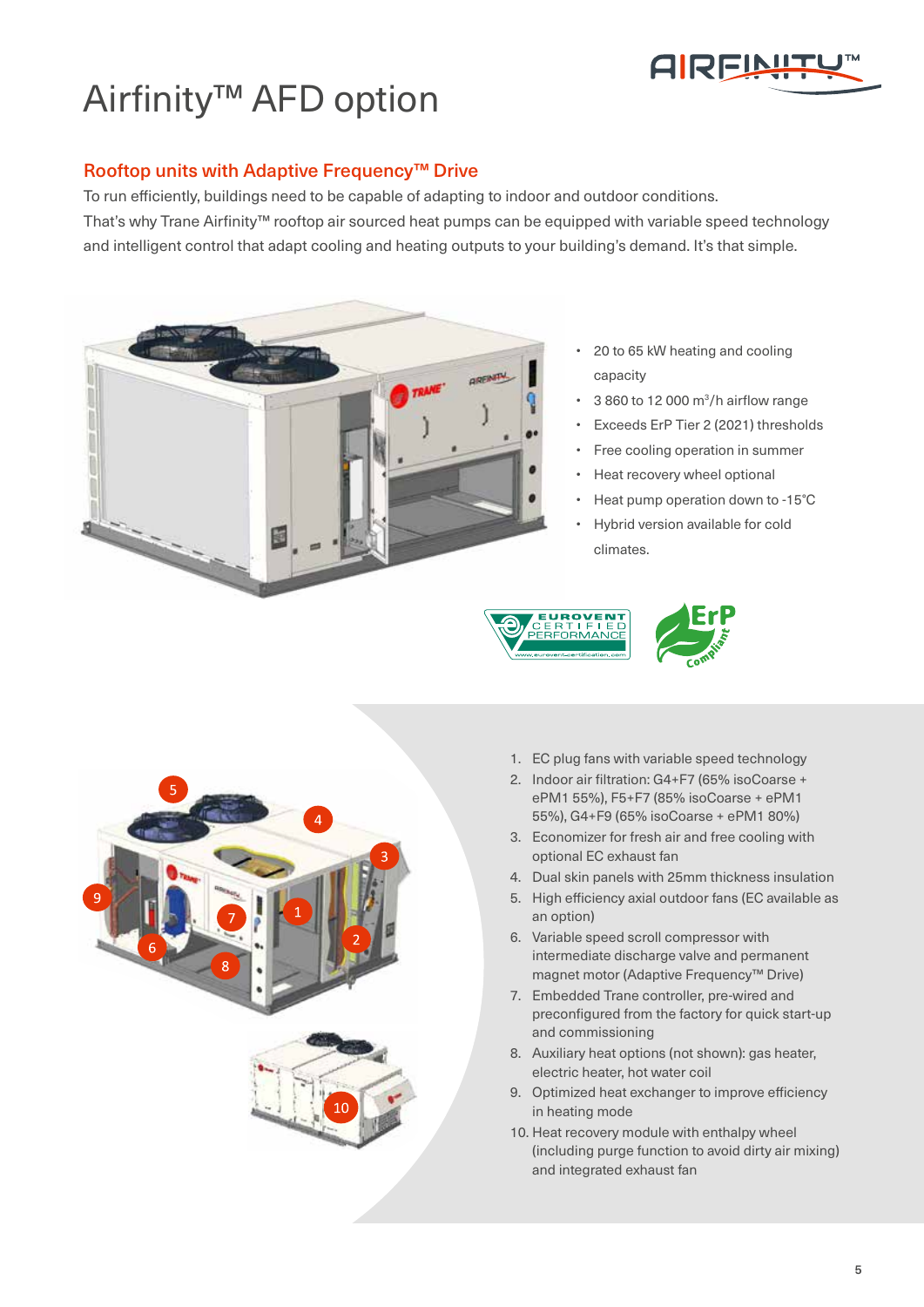# Airfinity™ AFD option

## Rooftop units with Adaptive Frequency™ Drive

To run efficiently, buildings need to be capable of adapting to indoor and outdoor conditions.
That's why Trane Airfinity™ rooftop air sourced heat pumps can be equipped with variable speed technology and intelligent control that adapt cooling and heating outputs to your building's demand. It's that simple.

- 20 to 65 kW heating and cooling capacity
- 3 860 to 12 000 $m^3/h$ airflow range
- Exceeds ErP Tier 2 (2021) thresholds
- Free cooling operation in summer
- Heat recovery wheel optional
- Heat pump operation down to -15°C
- Hybrid version available for cold climates.

1. EC plug fans with variable speed technology
2. Indoor air filtration: G4+F7 (65% isoCoarse + ePM1 55%), F5+F7 (85% isoCoarse + ePM1 55%), G4+F9 (65% isoCoarse + ePM1 80%)
3. Economizer for fresh air and free cooling with optional EC exhaust fan
4. Dual skin panels with 25mm thickness insulation
5. High efficiency axial outdoor fans (EC available as an option)
6. Variable speed scroll compressor with intermediate discharge valve and permanent magnet motor (Adaptive Frequency™ Drive)
7. Embedded Trane controller, pre-wired and preconfigured from the factory for quick start-up and commissioning
8. Auxiliary heat options (not shown): gas heater, electric heater, hot water coil
9. Optimized heat exchanger to improve efficiency in heating mode
10. Heat recovery module with enthalpy wheel (including purge function to avoid dirty air mixing) and integrated exhaust fan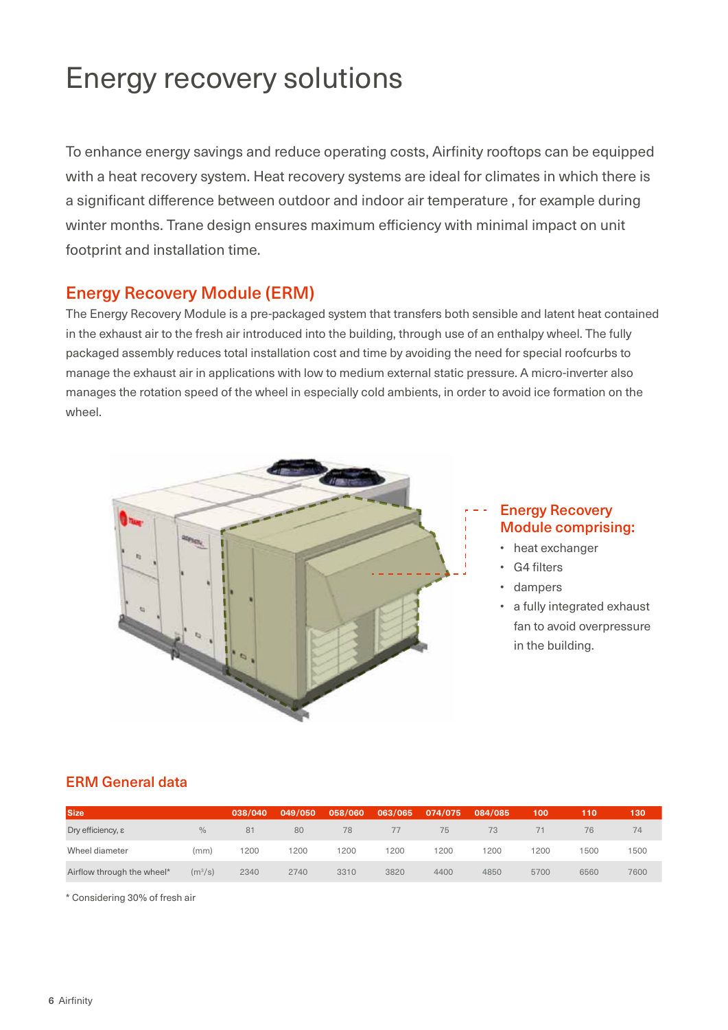# Energy recovery solutions

To enhance energy savings and reduce operating costs, Airfinity rooftops can be equipped with a heat recovery system. Heat recovery systems are ideal for climates in which there is a significant difference between outdoor and indoor air temperature , for example during winter months. Trane design ensures maximum efficiency with minimal impact on unit footprint and installation time.

## Energy Recovery Module (ERM)

The Energy Recovery Module is a pre-packaged system that transfers both sensible and latent heat contained in the exhaust air to the fresh air introduced into the building, through use of an enthalpy wheel. The fully packaged assembly reduces total installation cost and time by avoiding the need for special roofcurbs to manage the exhaust air in applications with low to medium external static pressure. A micro-inverter also manages the rotation speed of the wheel in especially cold ambients, in order to avoid ice formation on the wheel.

### Energy Recovery Module comprising:

- heat exchanger
- G4 filters
- dampers
- a fully integrated exhaust fan to avoid overpressure in the building.

## ERM General data

| Size | | 038/040 | 049/050 | 058/060 | 063/065 | 074/075 | 084/085 | 100 | 110 | 130 |
|---|---|---|---|---|---|---|---|---|---|---|
| Dry efficiency, ε | % | 81 | 80 | 78 | 77 | 75 | 73 | 71 | 76 | 74 |
| Wheel diameter | (mm) | 1200 | 1200 | 1200 | 1200 | 1200 | 1200 | 1200 | 1500 | 1500 |
| Airflow through the wheel* | ($m^3/s$) | 2340 | 2740 | 3310 | 3820 | 4400 | 4850 | 5700 | 6560 | 7600 |

* Considering 30% of fresh air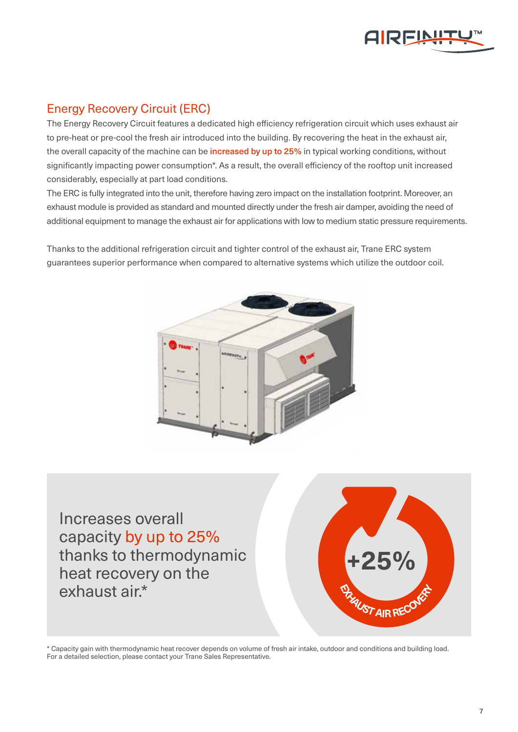## Energy Recovery Circuit (ERC)

The Energy Recovery Circuit features a dedicated high efficiency refrigeration circuit which uses exhaust air to pre-heat or pre-cool the fresh air introduced into the building. By recovering the heat in the exhaust air, the overall capacity of the machine can be **increased by up to 25%** in typical working conditions, without significantly impacting power consumption*. As a result, the overall efficiency of the rooftop unit increased considerably, especially at part load conditions.

The ERC is fully integrated into the unit, therefore having zero impact on the installation footprint. Moreover, an exhaust module is provided as standard and mounted directly under the fresh air damper, avoiding the need of additional equipment to manage the exhaust air for applications with low to medium static pressure requirements.

Thanks to the additional refrigeration circuit and tighter control of the exhaust air, Trane ERC system guarantees superior performance when compared to alternative systems which utilize the outdoor coil.

Increases overall capacity **by up to 25%** thanks to thermodynamic heat recovery on the exhaust air.*

+25%

EXHAUST AIR RECOVERY

\* Capacity gain with thermodynamic heat recover depends on volume of fresh air intake, outdoor and conditions and building load. For a detailed selection, please contact your Trane Sales Representative.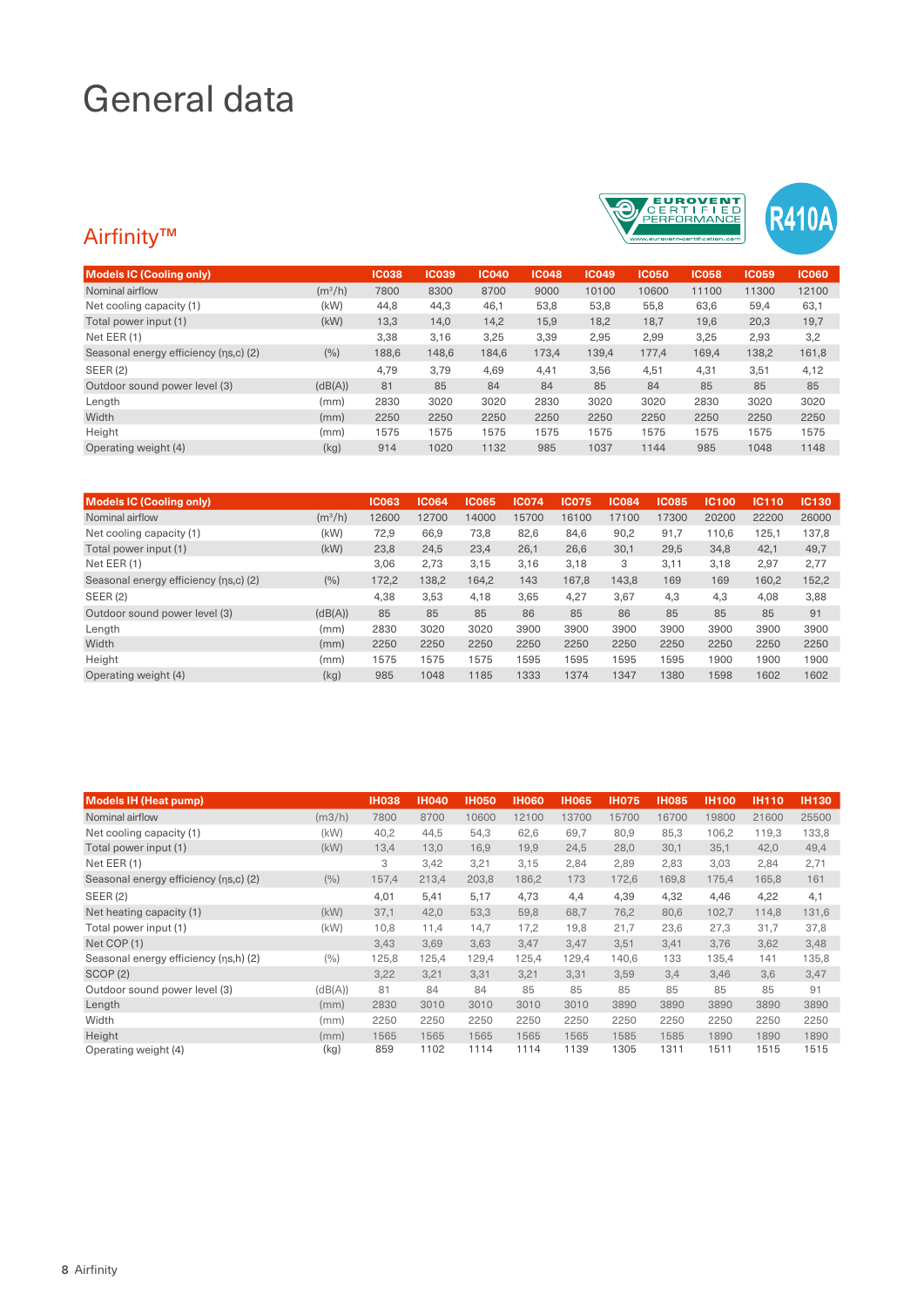# General data

## Airfinity™

| Models IC (Cooling only) | | IC038 | IC039 | IC040 | IC048 | IC049 | IC050 | IC058 | IC059 | IC060 |
|---|---|---|---|---|---|---|---|---|---|---|
| Nominal airflow | (m³/h) | 7800 | 8300 | 8700 | 9000 | 10100 | 10600 | 11100 | 11300 | 12100 |
| Net cooling capacity (1) | (kW) | 44,8 | 44,3 | 46,1 | 53,8 | 53,8 | 55,8 | 63,6 | 59,4 | 63,1 |
| Total power input (1) | (kW) | 13,3 | 14,0 | 14,2 | 15,9 | 18,2 | 18,7 | 19,6 | 20,3 | 19,7 |
| Net EER (1) | | 3,38 | 3,16 | 3,25 | 3,39 | 2,95 | 2,99 | 3,25 | 2,93 | 3,2 |
| Seasonal energy efficiency (ηs,c) (2) | (%) | 188,6 | 148,6 | 184,6 | 173,4 | 139,4 | 177,4 | 169,4 | 138,2 | 161,8 |
| SEER (2) | | 4,79 | 3,79 | 4,69 | 4,41 | 3,56 | 4,51 | 4,31 | 3,51 | 4,12 |
| Outdoor sound power level (3) | (dB(A)) | 81 | 85 | 84 | 84 | 85 | 84 | 85 | 85 | 85 |
| Length | (mm) | 2830 | 3020 | 3020 | 2830 | 3020 | 3020 | 2830 | 3020 | 3020 |
| Width | (mm) | 2250 | 2250 | 2250 | 2250 | 2250 | 2250 | 2250 | 2250 | 2250 |
| Height | (mm) | 1575 | 1575 | 1575 | 1575 | 1575 | 1575 | 1575 | 1575 | 1575 |
| Operating weight (4) | (kg) | 914 | 1020 | 1132 | 985 | 1037 | 1144 | 985 | 1048 | 1148 |

| Models IC (Cooling only) | | IC063 | IC064 | IC065 | IC074 | IC075 | IC084 | IC085 | IC100 | IC110 | IC130 |
|---|---|---|---|---|---|---|---|---|---|---|---|
| Nominal airflow | (m³/h) | 12600 | 12700 | 14000 | 15700 | 16100 | 17100 | 17300 | 20200 | 22200 | 26000 |
| Net cooling capacity (1) | (kW) | 72,9 | 66,9 | 73,8 | 82,6 | 84,6 | 90,2 | 91,7 | 110,6 | 125,1 | 137,8 |
| Total power input (1) | (kW) | 23,8 | 24,5 | 23,4 | 26,1 | 26,6 | 30,1 | 29,5 | 34,8 | 42,1 | 49,7 |
| Net EER (1) | | 3,06 | 2,73 | 3,15 | 3,16 | 3,18 | 3 | 3,11 | 3,18 | 2,97 | 2,77 |
| Seasonal energy efficiency (ηs,c) (2) | (%) | 172,2 | 138,2 | 164,2 | 143 | 167,8 | 143,8 | 169 | 169 | 160,2 | 152,2 |
| SEER (2) | | 4,38 | 3,53 | 4,18 | 3,65 | 4,27 | 3,67 | 4,3 | 4,3 | 4,08 | 3,88 |
| Outdoor sound power level (3) | (dB(A)) | 85 | 85 | 85 | 86 | 85 | 86 | 85 | 85 | 85 | 91 |
| Length | (mm) | 2830 | 3020 | 3020 | 3900 | 3900 | 3900 | 3900 | 3900 | 3900 | 3900 |
| Width | (mm) | 2250 | 2250 | 2250 | 2250 | 2250 | 2250 | 2250 | 2250 | 2250 | 2250 |
| Height | (mm) | 1575 | 1575 | 1575 | 1595 | 1595 | 1595 | 1595 | 1900 | 1900 | 1900 |
| Operating weight (4) | (kg) | 985 | 1048 | 1185 | 1333 | 1374 | 1347 | 1380 | 1598 | 1602 | 1602 |

| Models IH (Heat pump) | | IH038 | IH040 | IH050 | IH060 | IH065 | IH075 | IH085 | IH100 | IH110 | IH130 |
|---|---|---|---|---|---|---|---|---|---|---|---|
| Nominal airflow | (m3/h) | 7800 | 8700 | 10600 | 12100 | 13700 | 15700 | 16700 | 19800 | 21600 | 25500 |
| Net cooling capacity (1) | (kW) | 40,2 | 44,5 | 54,3 | 62,6 | 69,7 | 80,9 | 85,3 | 106,2 | 119,3 | 133,8 |
| Total power input (1) | (kW) | 13,4 | 13,0 | 16,9 | 19,9 | 24,5 | 28,0 | 30,1 | 35,1 | 42,0 | 49,4 |
| Net EER (1) | | 3 | 3,42 | 3,21 | 3,15 | 2,84 | 2,89 | 2,83 | 3,03 | 2,84 | 2,71 |
| Seasonal energy efficiency (ηs,c) (2) | (%) | 157,4 | 213,4 | 203,8 | 186,2 | 173 | 172,6 | 169,8 | 175,4 | 165,8 | 161 |
| SEER (2) | | 4,01 | 5,41 | 5,17 | 4,73 | 4,4 | 4,39 | 4,32 | 4,46 | 4,22 | 4,1 |
| Net heating capacity (1) | (kW) | 37,1 | 42,0 | 53,3 | 59,8 | 68,7 | 76,2 | 80,6 | 102,7 | 114,8 | 131,6 |
| Total power input (1) | (kW) | 10,8 | 11,4 | 14,7 | 17,2 | 19,8 | 21,7 | 23,6 | 27,3 | 31,7 | 37,8 |
| Net COP (1) | | 3,43 | 3,69 | 3,63 | 3,47 | 3,47 | 3,51 | 3,41 | 3,76 | 3,62 | 3,48 |
| Seasonal energy efficiency (ηs,h) (2) | (%) | 125,8 | 125,4 | 129,4 | 125,4 | 129,4 | 140,6 | 133 | 135,4 | 141 | 135,8 |
| SCOP (2) | | 3,22 | 3,21 | 3,31 | 3,21 | 3,31 | 3,59 | 3,4 | 3,46 | 3,6 | 3,47 |
| Outdoor sound power level (3) | (dB(A)) | 81 | 84 | 84 | 85 | 85 | 85 | 85 | 85 | 85 | 91 |
| Length | (mm) | 2830 | 3010 | 3010 | 3010 | 3010 | 3890 | 3890 | 3890 | 3890 | 3890 |
| Width | (mm) | 2250 | 2250 | 2250 | 2250 | 2250 | 2250 | 2250 | 2250 | 2250 | 2250 |
| Height | (mm) | 1565 | 1565 | 1565 | 1565 | 1565 | 1585 | 1585 | 1890 | 1890 | 1890 |
| Operating weight (4) | (kg) | 859 | 1102 | 1114 | 1114 | 1139 | 1305 | 1311 | 1511 | 1515 | 1515 |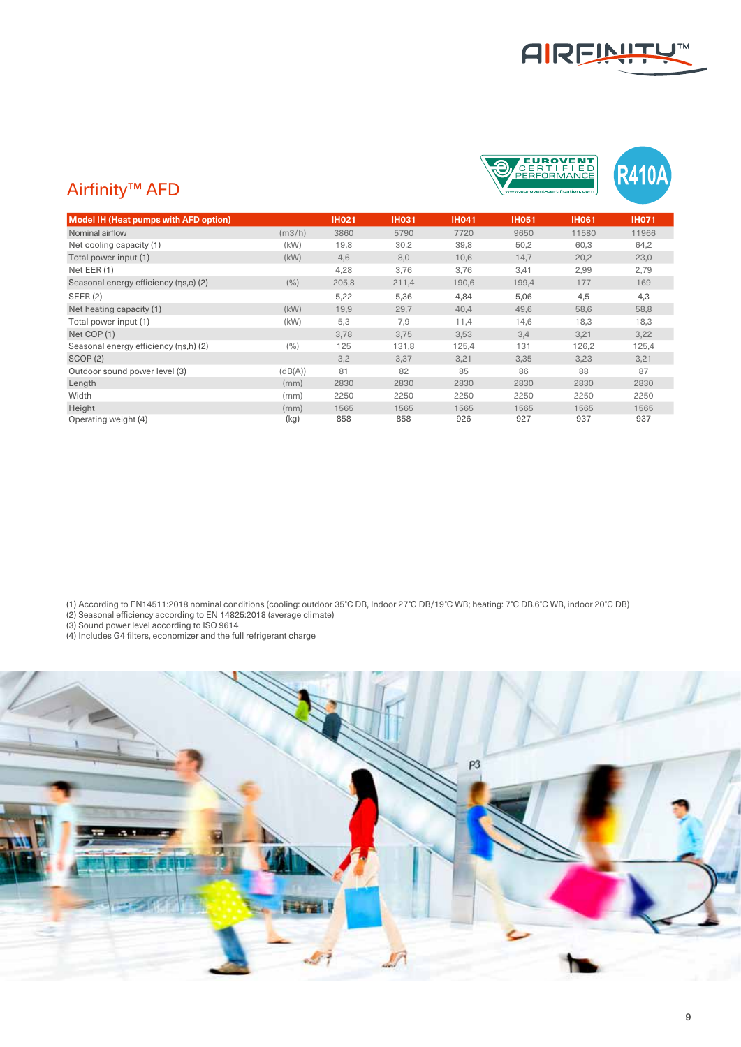## Airfinity™ AFD

| Model IH (Heat pumps with AFD option) | | IH021 | IH031 | IH041 | IH051 | IH061 | IH071 |
|---|---|---|---|---|---|---|---|
| Nominal airflow | (m3/h) | 3860 | 5790 | 7720 | 9650 | 11580 | 11966 |
| Net cooling capacity (1) | (kW) | 19,8 | 30,2 | 39,8 | 50,2 | 60,3 | 64,2 |
| Total power input (1) | (kW) | 4,6 | 8,0 | 10,6 | 14,7 | 20,2 | 23,0 |
| Net EER (1) | | 4,28 | 3,76 | 3,76 | 3,41 | 2,99 | 2,79 |
| Seasonal energy efficiency ($\eta_{s,c}$) (2) | (%) | 205,8 | 211,4 | 190,6 | 199,4 | 177 | 169 |
| SEER (2) | | 5,22 | 5,36 | 4,84 | 5,06 | 4,5 | 4,3 |
| Net heating capacity (1) | (kW) | 19,9 | 29,7 | 40,4 | 49,6 | 58,6 | 58,8 |
| Total power input (1) | (kW) | 5,3 | 7,9 | 11,4 | 14,6 | 18,3 | 18,3 |
| Net COP (1) | | 3,78 | 3,75 | 3,53 | 3,4 | 3,21 | 3,22 |
| Seasonal energy efficiency ($\eta_{s,h}$) (2) | (%) | 125 | 131,8 | 125,4 | 131 | 126,2 | 125,4 |
| SCOP (2) | | 3,2 | 3,37 | 3,21 | 3,35 | 3,23 | 3,21 |
| Outdoor sound power level (3) | (dB(A)) | 81 | 82 | 85 | 86 | 88 | 87 |
| Length | (mm) | 2830 | 2830 | 2830 | 2830 | 2830 | 2830 |
| Width | (mm) | 2250 | 2250 | 2250 | 2250 | 2250 | 2250 |
| Height | (mm) | 1565 | 1565 | 1565 | 1565 | 1565 | 1565 |
| Operating weight (4) | (kg) | 858 | 858 | 926 | 927 | 937 | 937 |

(1) According to EN14511:2018 nominal conditions (cooling: outdoor 35°C DB, Indoor 27°C DB/19°C WB; heating: 7°C DB.6°C WB, indoor 20°C DB)
(2) Seasonal efficiency according to EN 14825:2018 (average climate)
(3) Sound power level according to ISO 9614
(4) Includes G4 filters, economizer and the full refrigerant charge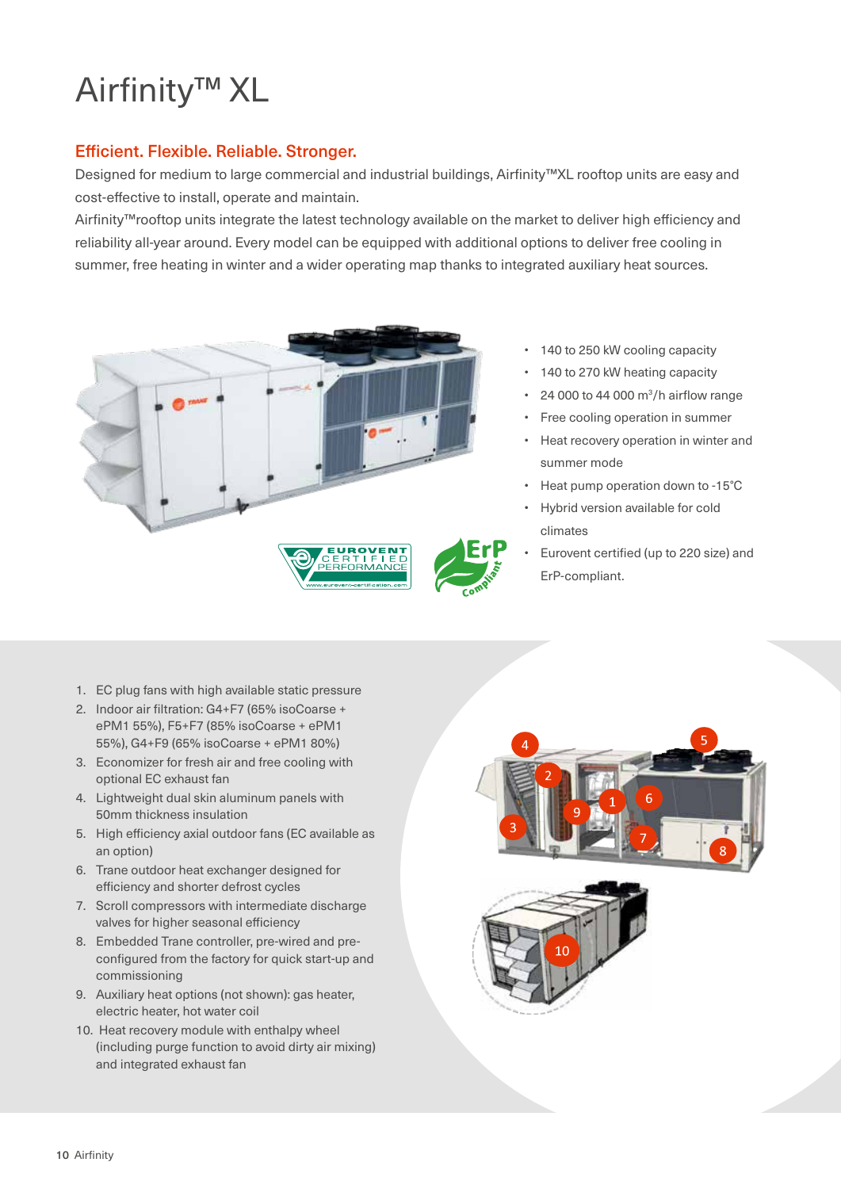# Airfinity™ XL

## Efficient. Flexible. Reliable. Stronger.

Designed for medium to large commercial and industrial buildings, Airfinity™XL rooftop units are easy and cost-effective to install, operate and maintain.

Airfinity™rooftop units integrate the latest technology available on the market to deliver high efficiency and reliability all-year around. Every model can be equipped with additional options to deliver free cooling in summer, free heating in winter and a wider operating map thanks to integrated auxiliary heat sources.

- 140 to 250 kW cooling capacity
- 140 to 270 kW heating capacity
- 24 000 to 44 000 m³/h airflow range
- Free cooling operation in summer
- Heat recovery operation in winter and summer mode
- Heat pump operation down to -15°C
- Hybrid version available for cold climates
- Eurovent certified (up to 220 size) and ErP-compliant.

1. EC plug fans with high available static pressure
2. Indoor air filtration: G4+F7 (65% isoCoarse + ePM1 55%), F5+F7 (85% isoCoarse + ePM1 55%), G4+F9 (65% isoCoarse + ePM1 80%)
3. Economizer for fresh air and free cooling with optional EC exhaust fan
4. Lightweight dual skin aluminum panels with 50mm thickness insulation
5. High efficiency axial outdoor fans (EC available as an option)
6. Trane outdoor heat exchanger designed for efficiency and shorter defrost cycles
7. Scroll compressors with intermediate discharge valves for higher seasonal efficiency
8. Embedded Trane controller, pre-wired and pre-configured from the factory for quick start-up and commissioning
9. Auxiliary heat options (not shown): gas heater, electric heater, hot water coil
10. Heat recovery module with enthalpy wheel (including purge function to avoid dirty air mixing) and integrated exhaust fan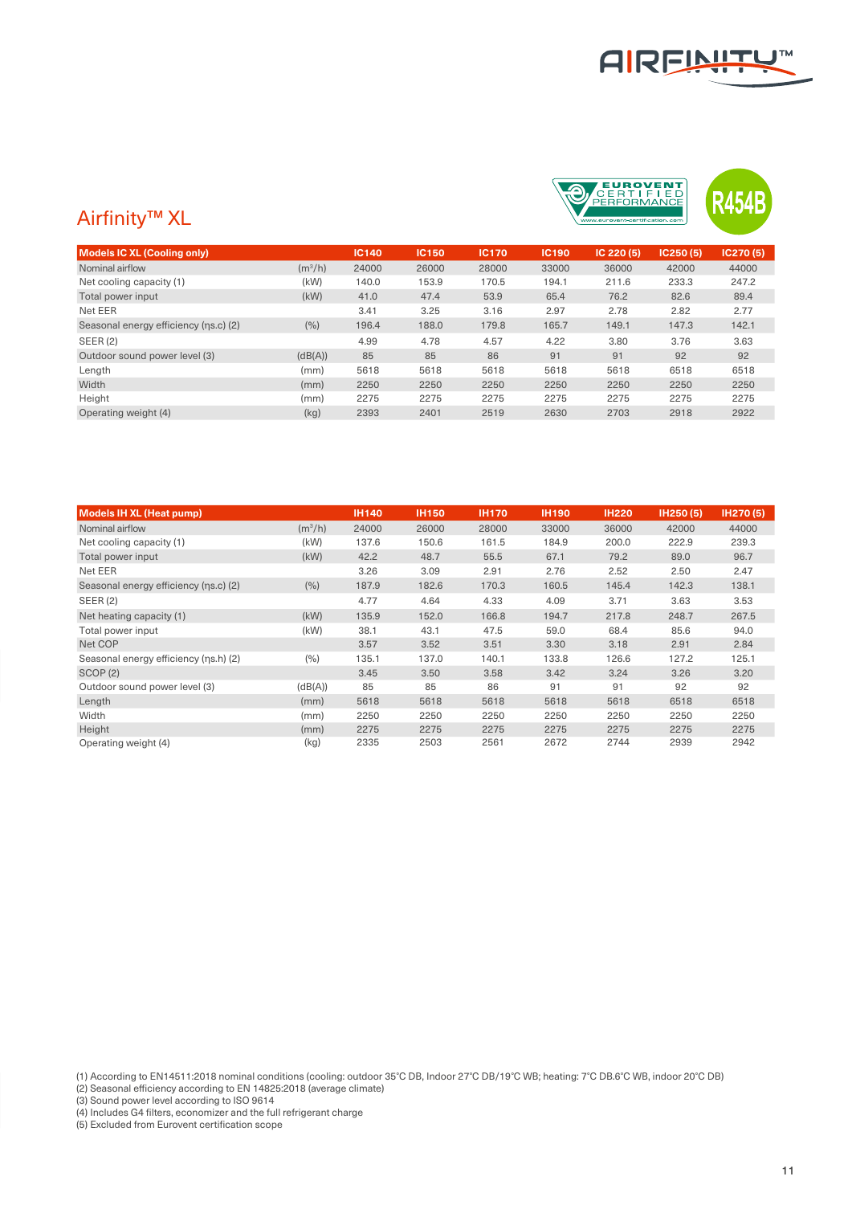## Airfinity™ XL

| Models IC XL (Cooling only) | | IC140 | IC150 | IC170 | IC190 | IC 220 (5) | IC250 (5) | IC270 (5) |
|---|---|---|---|---|---|---|---|---|
| Nominal airflow | ($m^3$/h) | 24000 | 26000 | 28000 | 33000 | 36000 | 42000 | 44000 |
| Net cooling capacity (1) | (kW) | 140.0 | 153.9 | 170.5 | 194.1 | 211.6 | 233.3 | 247.2 |
| Total power input | (kW) | 41.0 | 47.4 | 53.9 | 65.4 | 76.2 | 82.6 | 89.4 |
| Net EER | | 3.41 | 3.25 | 3.16 | 2.97 | 2.78 | 2.82 | 2.77 |
| Seasonal energy efficiency ($\eta_{s.c}$) (2) | (%) | 196.4 | 188.0 | 179.8 | 165.7 | 149.1 | 147.3 | 142.1 |
| SEER (2) | | 4.99 | 4.78 | 4.57 | 4.22 | 3.80 | 3.76 | 3.63 |
| Outdoor sound power level (3) | (dB(A)) | 85 | 85 | 86 | 91 | 91 | 92 | 92 |
| Length | (mm) | 5618 | 5618 | 5618 | 5618 | 5618 | 6518 | 6518 |
| Width | (mm) | 2250 | 2250 | 2250 | 2250 | 2250 | 2250 | 2250 |
| Height | (mm) | 2275 | 2275 | 2275 | 2275 | 2275 | 2275 | 2275 |
| Operating weight (4) | (kg) | 2393 | 2401 | 2519 | 2630 | 2703 | 2918 | 2922 |

| Models IH XL (Heat pump) | | IH140 | IH150 | IH170 | IH190 | IH220 | IH250 (5) | IH270 (5) |
|---|---|---|---|---|---|---|---|---|
| Nominal airflow | ($m^3$/h) | 24000 | 26000 | 28000 | 33000 | 36000 | 42000 | 44000 |
| Net cooling capacity (1) | (kW) | 137.6 | 150.6 | 161.5 | 184.9 | 200.0 | 222.9 | 239.3 |
| Total power input | (kW) | 42.2 | 48.7 | 55.5 | 67.1 | 79.2 | 89.0 | 96.7 |
| Net EER | | 3.26 | 3.09 | 2.91 | 2.76 | 2.52 | 2.50 | 2.47 |
| Seasonal energy efficiency ($\eta_{s.c}$) (2) | (%) | 187.9 | 182.6 | 170.3 | 160.5 | 145.4 | 142.3 | 138.1 |
| SEER (2) | | 4.77 | 4.64 | 4.33 | 4.09 | 3.71 | 3.63 | 3.53 |
| Net heating capacity (1) | (kW) | 135.9 | 152.0 | 166.8 | 194.7 | 217.8 | 248.7 | 267.5 |
| Total power input | (kW) | 38.1 | 43.1 | 47.5 | 59.0 | 68.4 | 85.6 | 94.0 |
| Net COP | | 3.57 | 3.52 | 3.51 | 3.30 | 3.18 | 2.91 | 2.84 |
| Seasonal energy efficiency ($\eta_{s.h}$) (2) | (%) | 135.1 | 137.0 | 140.1 | 133.8 | 126.6 | 127.2 | 125.1 |
| SCOP (2) | | 3.45 | 3.50 | 3.58 | 3.42 | 3.24 | 3.26 | 3.20 |
| Outdoor sound power level (3) | (dB(A)) | 85 | 85 | 86 | 91 | 91 | 92 | 92 |
| Length | (mm) | 5618 | 5618 | 5618 | 5618 | 5618 | 6518 | 6518 |
| Width | (mm) | 2250 | 2250 | 2250 | 2250 | 2250 | 2250 | 2250 |
| Height | (mm) | 2275 | 2275 | 2275 | 2275 | 2275 | 2275 | 2275 |
| Operating weight (4) | (kg) | 2335 | 2503 | 2561 | 2672 | 2744 | 2939 | 2942 |

(1) According to EN14511:2018 nominal conditions (cooling: outdoor 35°C DB, Indoor 27°C DB/19°C WB; heating: 7°C DB.6°C WB, indoor 20°C DB)
(2) Seasonal efficiency according to EN 14825:2018 (average climate)
(3) Sound power level according to ISO 9614
(4) Includes G4 filters, economizer and the full refrigerant charge
(5) Excluded from Eurovent certification scope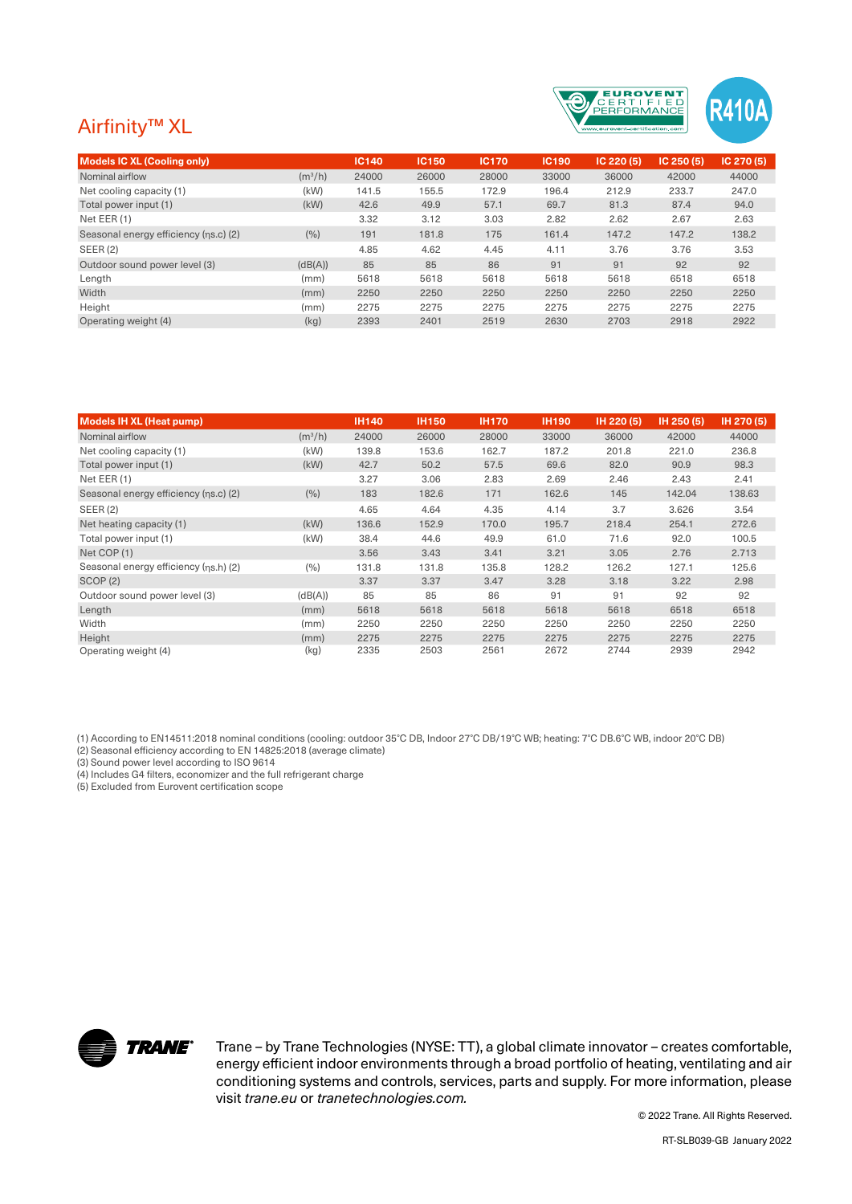# Airfinity™ XL

EUROVENT CERTIFIED PERFORMANCE www.eurovent-certification.com

R410A

| Models IC XL (Cooling only) | | IC140 | IC150 | IC170 | IC190 | IC 220 (5) | IC 250 (5) | IC 270 (5) |
|---|---|---|---|---|---|---|---|---|
| Nominal airflow | (m³/h) | 24000 | 26000 | 28000 | 33000 | 36000 | 42000 | 44000 |
| Net cooling capacity (1) | (kW) | 141.5 | 155.5 | 172.9 | 196.4 | 212.9 | 233.7 | 247.0 |
| Total power input (1) | (kW) | 42.6 | 49.9 | 57.1 | 69.7 | 81.3 | 87.4 | 94.0 |
| Net EER (1) | | 3.32 | 3.12 | 3.03 | 2.82 | 2.62 | 2.67 | 2.63 |
| Seasonal energy efficiency ($\eta s.c$) (2) | (%) | 191 | 181.8 | 175 | 161.4 | 147.2 | 147.2 | 138.2 |
| SEER (2) | | 4.85 | 4.62 | 4.45 | 4.11 | 3.76 | 3.76 | 3.53 |
| Outdoor sound power level (3) | (dB(A)) | 85 | 85 | 86 | 91 | 91 | 92 | 92 |
| Length | (mm) | 5618 | 5618 | 5618 | 5618 | 5618 | 6518 | 6518 |
| Width | (mm) | 2250 | 2250 | 2250 | 2250 | 2250 | 2250 | 2250 |
| Height | (mm) | 2275 | 2275 | 2275 | 2275 | 2275 | 2275 | 2275 |
| Operating weight (4) | (kg) | 2393 | 2401 | 2519 | 2630 | 2703 | 2918 | 2922 |

| Models IH XL (Heat pump) | | IH140 | IH150 | IH170 | IH190 | IH 220 (5) | IH 250 (5) | IH 270 (5) |
|---|---|---|---|---|---|---|---|---|
| Nominal airflow | (m³/h) | 24000 | 26000 | 28000 | 33000 | 36000 | 42000 | 44000 |
| Net cooling capacity (1) | (kW) | 139.8 | 153.6 | 162.7 | 187.2 | 201.8 | 221.0 | 236.8 |
| Total power input (1) | (kW) | 42.7 | 50.2 | 57.5 | 69.6 | 82.0 | 90.9 | 98.3 |
| Net EER (1) | | 3.27 | 3.06 | 2.83 | 2.69 | 2.46 | 2.43 | 2.41 |
| Seasonal energy efficiency ($\eta s.c$) (2) | (%) | 183 | 182.6 | 171 | 162.6 | 145 | 142.04 | 138.63 |
| SEER (2) | | 4.65 | 4.64 | 4.35 | 4.14 | 3.7 | 3.626 | 3.54 |
| Net heating capacity (1) | (kW) | 136.6 | 152.9 | 170.0 | 195.7 | 218.4 | 254.1 | 272.6 |
| Total power input (1) | (kW) | 38.4 | 44.6 | 49.9 | 61.0 | 71.6 | 92.0 | 100.5 |
| Net COP (1) | | 3.56 | 3.43 | 3.41 | 3.21 | 3.05 | 2.76 | 2.713 |
| Seasonal energy efficiency ($\eta s.h$) (2) | (%) | 131.8 | 131.8 | 135.8 | 128.2 | 126.2 | 127.1 | 125.6 |
| SCOP (2) | | 3.37 | 3.37 | 3.47 | 3.28 | 3.18 | 3.22 | 2.98 |
| Outdoor sound power level (3) | (dB(A)) | 85 | 85 | 86 | 91 | 91 | 92 | 92 |
| Length | (mm) | 5618 | 5618 | 5618 | 5618 | 5618 | 6518 | 6518 |
| Width | (mm) | 2250 | 2250 | 2250 | 2250 | 2250 | 2250 | 2250 |
| Height | (mm) | 2275 | 2275 | 2275 | 2275 | 2275 | 2275 | 2275 |
| Operating weight (4) | (kg) | 2335 | 2503 | 2561 | 2672 | 2744 | 2939 | 2942 |

(1) According to EN14511:2018 nominal conditions (cooling: outdoor 35°C DB, Indoor 27°C DB/19°C WB; heating: 7°C DB.6°C WB, indoor 20°C DB)
(2) Seasonal efficiency according to EN 14825:2018 (average climate)
(3) Sound power level according to ISO 9614
(4) Includes G4 filters, economizer and the full refrigerant charge
(5) Excluded from Eurovent certification scope

TRANE

Trane – by Trane Technologies (NYSE: TT), a global climate innovator – creates comfortable, energy efficient indoor environments through a broad portfolio of heating, ventilating and air conditioning systems and controls, services, parts and supply. For more information, please visit *trane.eu* or *tranetechnologies.com*.

© 2022 Trane. All Rights Reserved.

RT-SLB039-GB January 2022